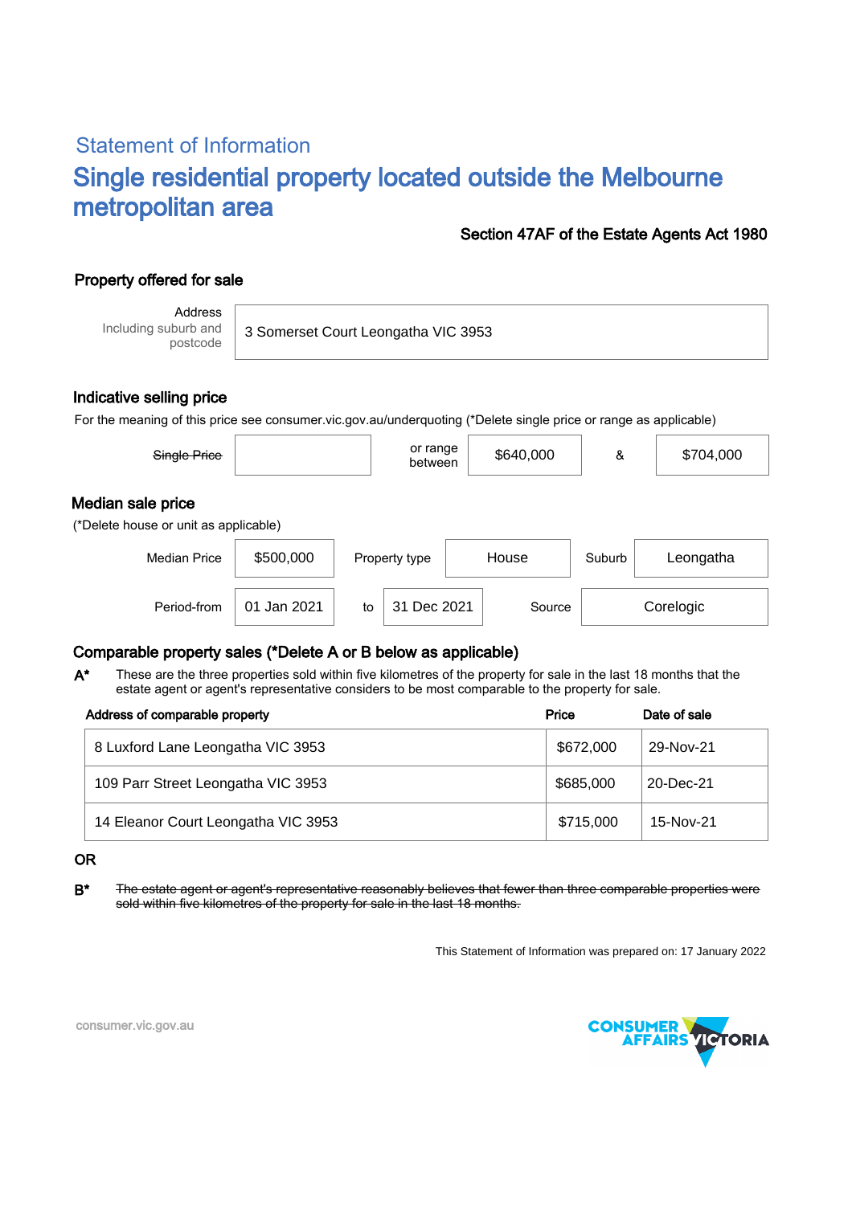## Statement of Information

# Single residential property located outside the Melbourne metropolitan area

**Section 47AF of the Estate Agents Act 1980**

## Property offered for sale

| Address Including suburb and postcode | 3 Somerset Court Leongatha VIC 3953 |
|---|---|

## Indicative selling price

For the meaning of this price see consumer.vic.gov.au/underquoting (*Delete single price or range as applicable)

| ~~Single Price~~ | | or range between | $640,000 | & | $704,000 |
|---|---|---|---|---|---|

## Median sale price

(*Delete house or unit as applicable)

| Median Price | $500,000 | Property type | House | Suburb | Leongatha |
|---|---|---|---|---|---|
| Period-from | 01 Jan 2021 | to | 31 Dec 2021 | Source | Corelogic |

## Comparable property sales (*Delete A or B below as applicable)

**A*** These are the three properties sold within five kilometres of the property for sale in the last 18 months that the estate agent or agent's representative considers to be most comparable to the property for sale.

| Address of comparable property | Price | Date of sale |
|---|---|---|
| 8 Luxford Lane Leongatha VIC 3953 | $672,000 | 29-Nov-21 |
| 109 Parr Street Leongatha VIC 3953 | $685,000 | 20-Dec-21 |
| 14 Eleanor Court Leongatha VIC 3953 | $715,000 | 15-Nov-21 |

OR

**B*** ~~The estate agent or agent's representative reasonably believes that fewer than three comparable properties were sold within five kilometres of the property for sale in the last 18 months.~~

This Statement of Information was prepared on: 17 January 2022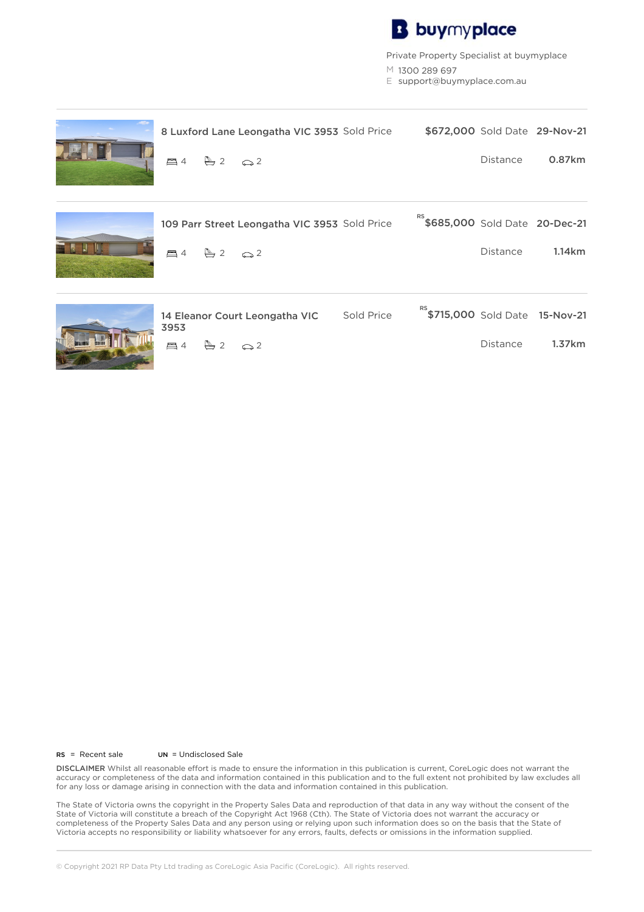**buymyplace**

Private Property Specialist at buymyplace
M 1300 289 697
E support@buymyplace.com.au

| | | | | |
|---|---|---|---|---|
| **8 Luxford Lane Leongatha VIC 3953** | Sold Price | **$672,000** | Sold Date | **29-Nov-21** |
| 4 bed, 2 bath, 2 car | | | Distance | **0.87km** |
| **109 Parr Street Leongatha VIC 3953** | Sold Price | RS **$685,000** | Sold Date | **20-Dec-21** |
| 4 bed, 2 bath, 2 car | | | Distance | **1.14km** |
| **14 Eleanor Court Leongatha VIC 3953** | Sold Price | RS **$715,000** | Sold Date | **15-Nov-21** |
| 4 bed, 2 bath, 2 car | | | Distance | **1.37km** |

**RS** = Recent sale **UN** = Undisclosed Sale

**DISCLAIMER** Whilst all reasonable effort is made to ensure the information in this publication is current, CoreLogic does not warrant the accuracy or completeness of the data and information contained in this publication and to the full extent not prohibited by law excludes all for any loss or damage arising in connection with the data and information contained in this publication.

The State of Victoria owns the copyright in the Property Sales Data and reproduction of that data in any way without the consent of the State of Victoria will constitute a breach of the Copyright Act 1968 (Cth). The State of Victoria does not warrant the accuracy or completeness of the Property Sales Data and any person using or relying upon such information does so on the basis that the State of Victoria accepts no responsibility or liability whatsoever for any errors, faults, defects or omissions in the information supplied.

© Copyright 2021 RP Data Pty Ltd trading as CoreLogic Asia Pacific (CoreLogic). All rights reserved.